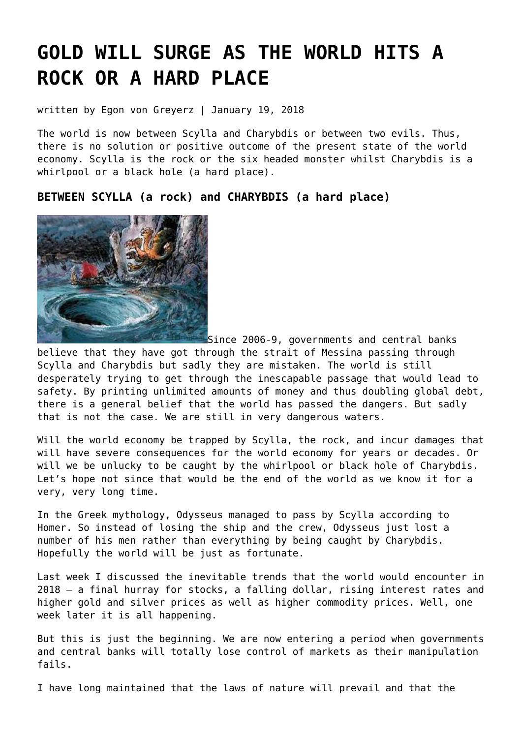# GOLD WILL SURGE AS THE WORLD HITS A ROCK OR A HARD PLACE

written by Egon von Greyerz | January 19, 2018

The world is now between Scylla and Charybdis or between two evils. Thus, there is no solution or positive outcome of the present state of the world economy. Scylla is the rock or the six headed monster whilst Charybdis is a whirlpool or a black hole (a hard place).

### BETWEEN SCYLLA (a rock) and CHARYBDIS (a hard place)

Since 2006-9, governments and central banks believe that they have got through the strait of Messina passing through Scylla and Charybdis but sadly they are mistaken. The world is still desperately trying to get through the inescapable passage that would lead to safety. By printing unlimited amounts of money and thus doubling global debt, there is a general belief that the world has passed the dangers. But sadly that is not the case. We are still in very dangerous waters.

Will the world economy be trapped by Scylla, the rock, and incur damages that will have severe consequences for the world economy for years or decades. Or will we be unlucky to be caught by the whirlpool or black hole of Charybdis. Let's hope not since that would be the end of the world as we know it for a very, very long time.

In the Greek mythology, Odysseus managed to pass by Scylla according to Homer. So instead of losing the ship and the crew, Odysseus just lost a number of his men rather than everything by being caught by Charybdis. Hopefully the world will be just as fortunate.

Last week I discussed the inevitable trends that the world would encounter in 2018 – a final hurray for stocks, a falling dollar, rising interest rates and higher gold and silver prices as well as higher commodity prices. Well, one week later it is all happening.

But this is just the beginning. We are now entering a period when governments and central banks will totally lose control of markets as their manipulation fails.

I have long maintained that the laws of nature will prevail and that the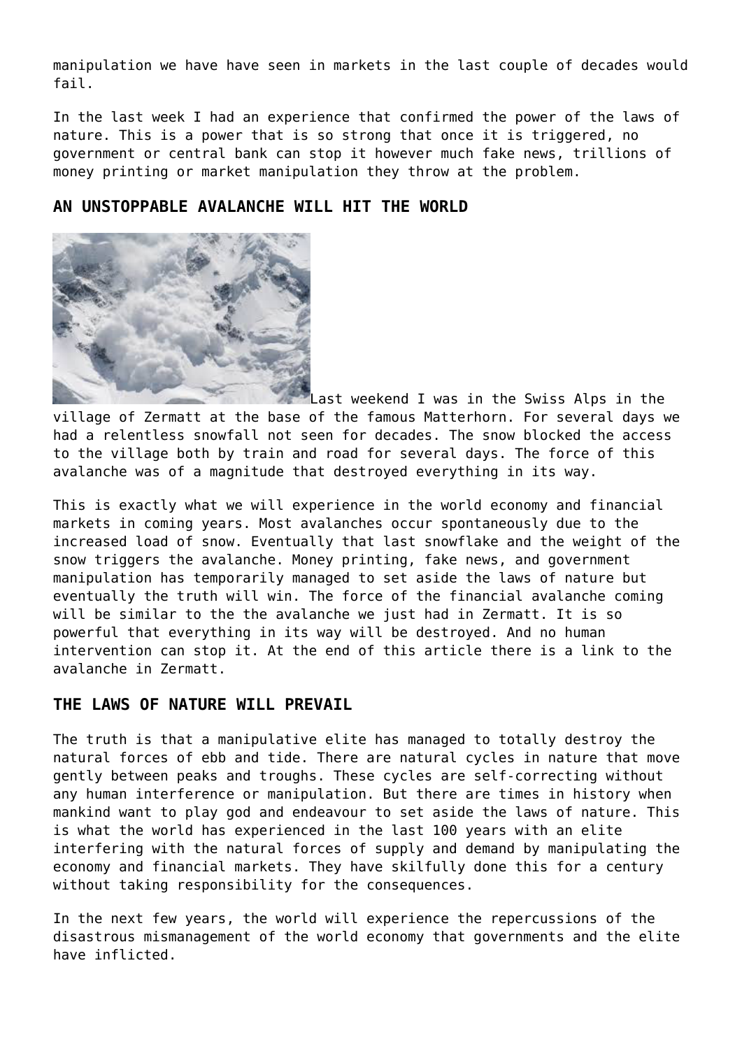manipulation we have have seen in markets in the last couple of decades would fail.

In the last week I had an experience that confirmed the power of the laws of nature. This is a power that is so strong that once it is triggered, no government or central bank can stop it however much fake news, trillions of money printing or market manipulation they throw at the problem.

## AN UNSTOPPABLE AVALANCHE WILL HIT THE WORLD

Last weekend I was in the Swiss Alps in the village of Zermatt at the base of the famous Matterhorn. For several days we had a relentless snowfall not seen for decades. The snow blocked the access to the village both by train and road for several days. The force of this avalanche was of a magnitude that destroyed everything in its way.

This is exactly what we will experience in the world economy and financial markets in coming years. Most avalanches occur spontaneously due to the increased load of snow. Eventually that last snowflake and the weight of the snow triggers the avalanche. Money printing, fake news, and government manipulation has temporarily managed to set aside the laws of nature but eventually the truth will win. The force of the financial avalanche coming will be similar to the the avalanche we just had in Zermatt. It is so powerful that everything in its way will be destroyed. And no human intervention can stop it. At the end of this article there is a link to the avalanche in Zermatt.

## THE LAWS OF NATURE WILL PREVAIL

The truth is that a manipulative elite has managed to totally destroy the natural forces of ebb and tide. There are natural cycles in nature that move gently between peaks and troughs. These cycles are self-correcting without any human interference or manipulation. But there are times in history when mankind want to play god and endeavour to set aside the laws of nature. This is what the world has experienced in the last 100 years with an elite interfering with the natural forces of supply and demand by manipulating the economy and financial markets. They have skilfully done this for a century without taking responsibility for the consequences.

In the next few years, the world will experience the repercussions of the disastrous mismanagement of the world economy that governments and the elite have inflicted.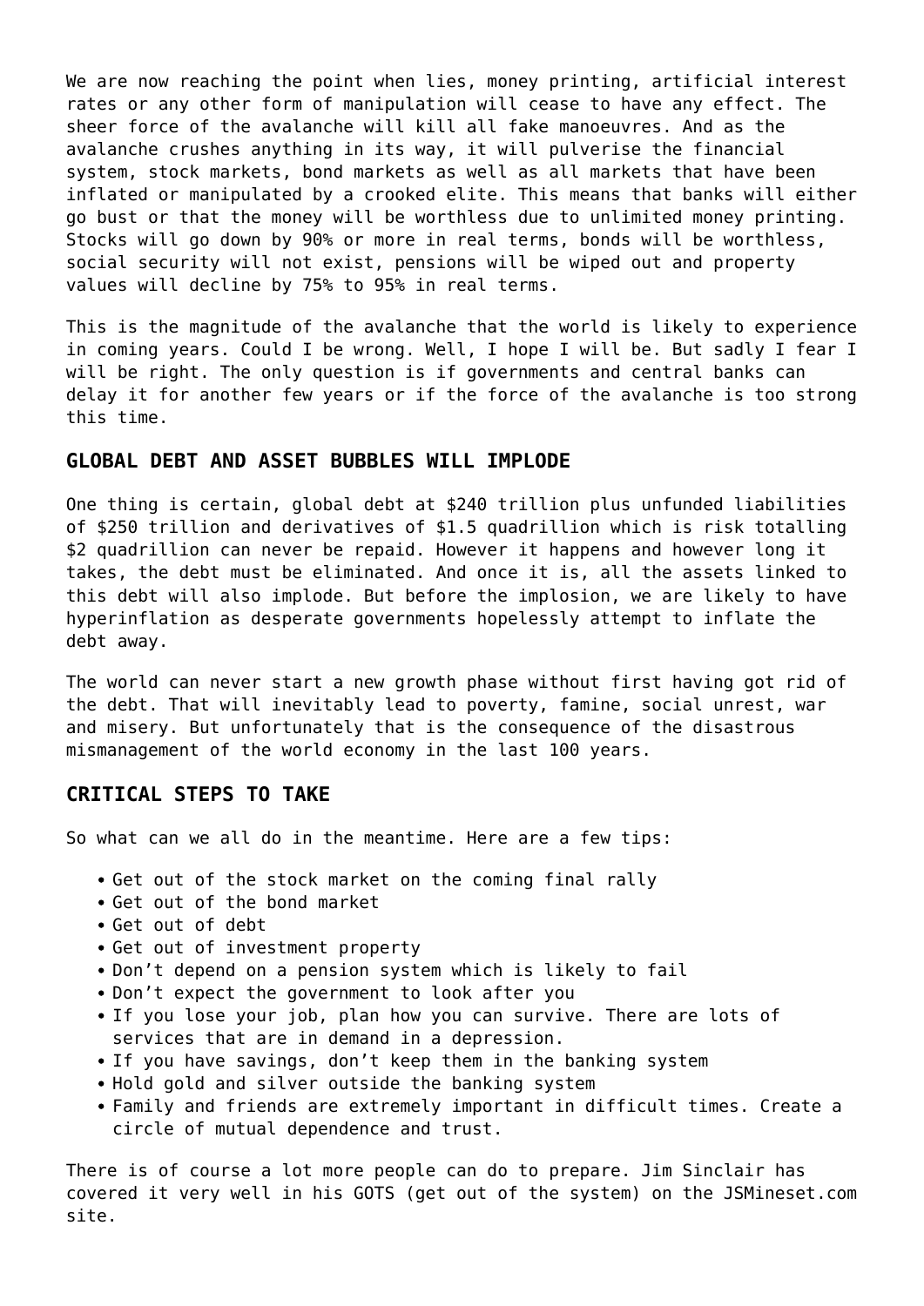We are now reaching the point when lies, money printing, artificial interest rates or any other form of manipulation will cease to have any effect. The sheer force of the avalanche will kill all fake manoeuvres. And as the avalanche crushes anything in its way, it will pulverise the financial system, stock markets, bond markets as well as all markets that have been inflated or manipulated by a crooked elite. This means that banks will either go bust or that the money will be worthless due to unlimited money printing. Stocks will go down by 90% or more in real terms, bonds will be worthless, social security will not exist, pensions will be wiped out and property values will decline by 75% to 95% in real terms.

This is the magnitude of the avalanche that the world is likely to experience in coming years. Could I be wrong. Well, I hope I will be. But sadly I fear I will be right. The only question is if governments and central banks can delay it for another few years or if the force of the avalanche is too strong this time.

### GLOBAL DEBT AND ASSET BUBBLES WILL IMPLODE

One thing is certain, global debt at $240 trillion plus unfunded liabilities of $250 trillion and derivatives of $1.5 quadrillion which is risk totalling $2 quadrillion can never be repaid. However it happens and however long it takes, the debt must be eliminated. And once it is, all the assets linked to this debt will also implode. But before the implosion, we are likely to have hyperinflation as desperate governments hopelessly attempt to inflate the debt away.

The world can never start a new growth phase without first having got rid of the debt. That will inevitably lead to poverty, famine, social unrest, war and misery. But unfortunately that is the consequence of the disastrous mismanagement of the world economy in the last 100 years.

### CRITICAL STEPS TO TAKE

So what can we all do in the meantime. Here are a few tips:

- Get out of the stock market on the coming final rally
- Get out of the bond market
- Get out of debt
- Get out of investment property
- Don't depend on a pension system which is likely to fail
- Don't expect the government to look after you
- If you lose your job, plan how you can survive. There are lots of services that are in demand in a depression.
- If you have savings, don't keep them in the banking system
- Hold gold and silver outside the banking system
- Family and friends are extremely important in difficult times. Create a circle of mutual dependence and trust.

There is of course a lot more people can do to prepare. Jim Sinclair has covered it very well in his GOTS (get out of the system) on the JSMineset.com site.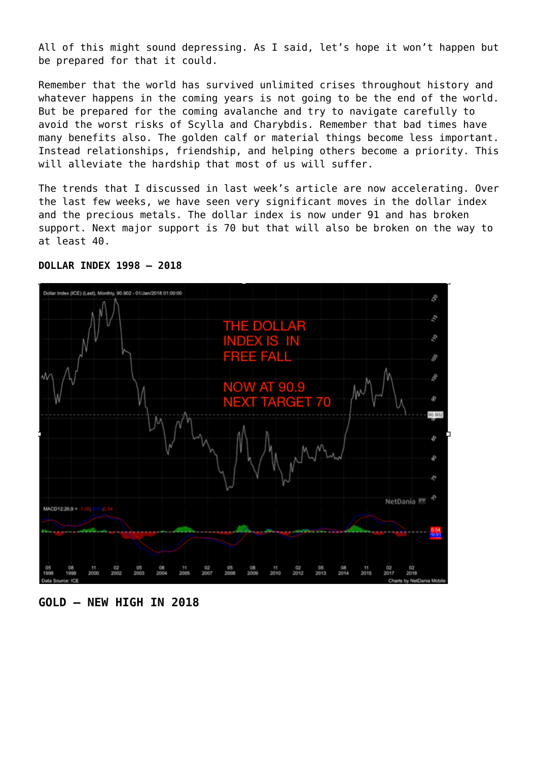All of this might sound depressing. As I said, let's hope it won't happen but be prepared for that it could.

Remember that the world has survived unlimited crises throughout history and whatever happens in the coming years is not going to be the end of the world. But be prepared for the coming avalanche and try to navigate carefully to avoid the worst risks of Scylla and Charybdis. Remember that bad times have many benefits also. The golden calf or material things become less important. Instead relationships, friendship, and helping others become a priority. This will alleviate the hardship that most of us will suffer.

The trends that I discussed in last week's article are now accelerating. Over the last few weeks, we have seen very significant moves in the dollar index and the precious metals. The dollar index is now under 91 and has broken support. Next major support is 70 but that will also be broken on the way to at least 40.

**DOLLAR INDEX 1998 – 2018**

**GOLD – NEW HIGH IN 2018**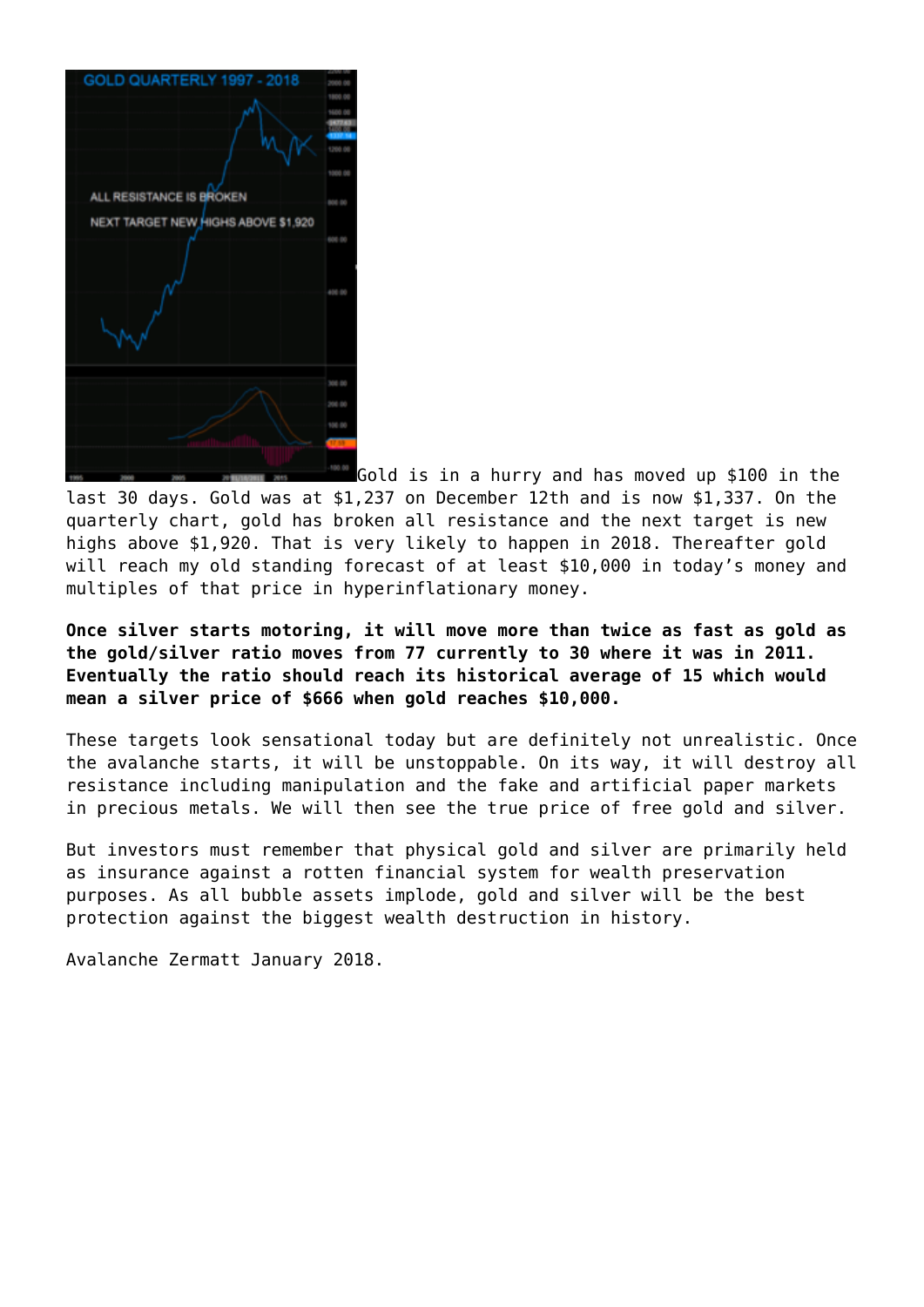GOLD QUARTERLY 1997 - 2018

ALL RESISTANCE IS BROKEN

NEXT TARGET NEW HIGHS ABOVE $1,920

Gold is in a hurry and has moved up $100 in the last 30 days. Gold was at $1,237 on December 12th and is now $1,337. On the quarterly chart, gold has broken all resistance and the next target is new highs above $1,920. That is very likely to happen in 2018. Thereafter gold will reach my old standing forecast of at least $10,000 in today's money and multiples of that price in hyperinflationary money.

**Once silver starts motoring, it will move more than twice as fast as gold as the gold/silver ratio moves from 77 currently to 30 where it was in 2011. Eventually the ratio should reach its historical average of 15 which would mean a silver price of $666 when gold reaches $10,000.**

These targets look sensational today but are definitely not unrealistic. Once the avalanche starts, it will be unstoppable. On its way, it will destroy all resistance including manipulation and the fake and artificial paper markets in precious metals. We will then see the true price of free gold and silver.

But investors must remember that physical gold and silver are primarily held as insurance against a rotten financial system for wealth preservation purposes. As all bubble assets implode, gold and silver will be the best protection against the biggest wealth destruction in history.

Avalanche Zermatt January 2018.